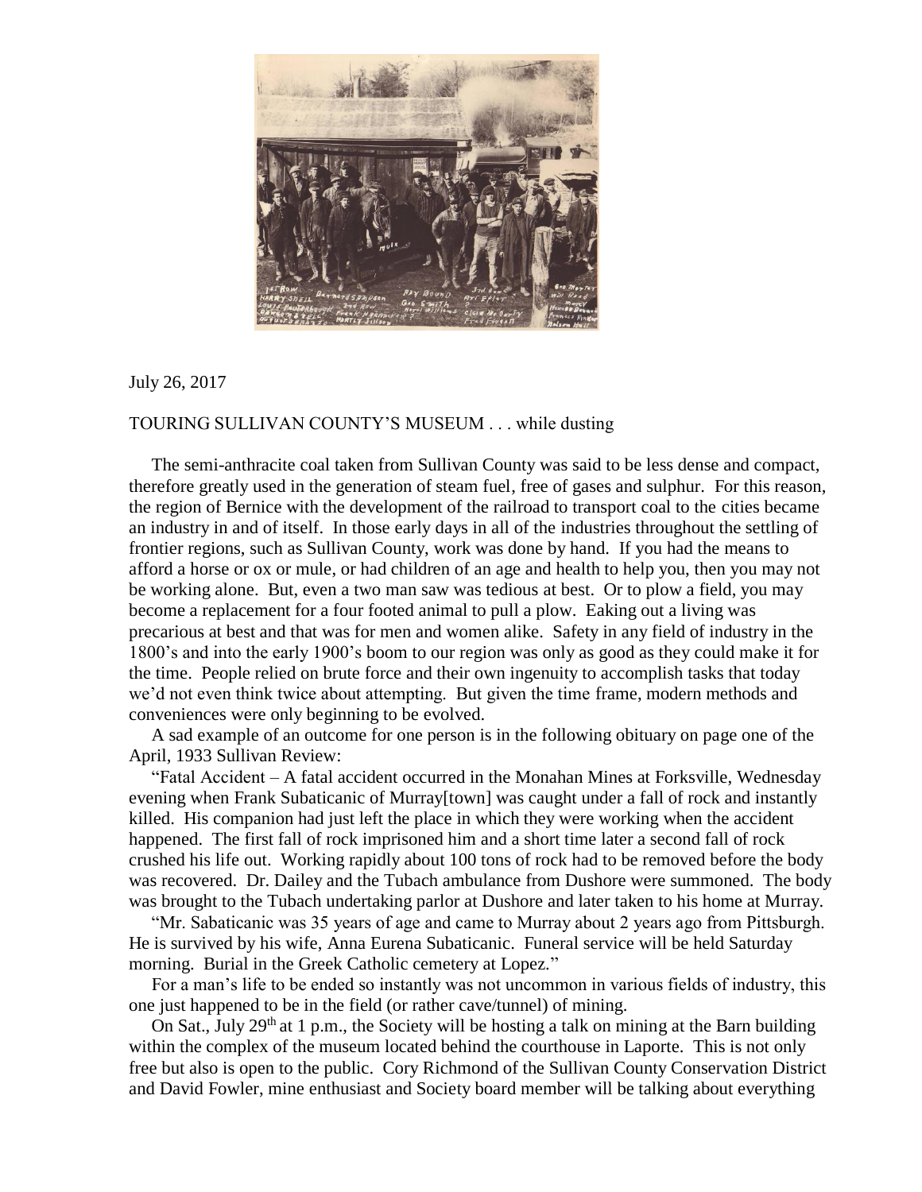July 26, 2017

TOURING SULLIVAN COUNTY'S MUSEUM . . . while dusting

The semi-anthracite coal taken from Sullivan County was said to be less dense and compact, therefore greatly used in the generation of steam fuel, free of gases and sulphur. For this reason, the region of Bernice with the development of the railroad to transport coal to the cities became an industry in and of itself. In those early days in all of the industries throughout the settling of frontier regions, such as Sullivan County, work was done by hand. If you had the means to afford a horse or ox or mule, or had children of an age and health to help you, then you may not be working alone. But, even a two man saw was tedious at best. Or to plow a field, you may become a replacement for a four footed animal to pull a plow. Eaking out a living was precarious at best and that was for men and women alike. Safety in any field of industry in the 1800's and into the early 1900's boom to our region was only as good as they could make it for the time. People relied on brute force and their own ingenuity to accomplish tasks that today we'd not even think twice about attempting. But given the time frame, modern methods and conveniences were only beginning to be evolved.

A sad example of an outcome for one person is in the following obituary on page one of the April, 1933 Sullivan Review:

"Fatal Accident – A fatal accident occurred in the Monahan Mines at Forksville, Wednesday evening when Frank Subaticanic of Murray[town] was caught under a fall of rock and instantly killed. His companion had just left the place in which they were working when the accident happened. The first fall of rock imprisoned him and a short time later a second fall of rock crushed his life out. Working rapidly about 100 tons of rock had to be removed before the body was recovered. Dr. Dailey and the Tubach ambulance from Dushore were summoned. The body was brought to the Tubach undertaking parlor at Dushore and later taken to his home at Murray.

"Mr. Sabaticanic was 35 years of age and came to Murray about 2 years ago from Pittsburgh. He is survived by his wife, Anna Eurena Subaticanic. Funeral service will be held Saturday morning. Burial in the Greek Catholic cemetery at Lopez."

For a man's life to be ended so instantly was not uncommon in various fields of industry, this one just happened to be in the field (or rather cave/tunnel) of mining.

On Sat., July 29th at 1 p.m., the Society will be hosting a talk on mining at the Barn building within the complex of the museum located behind the courthouse in Laporte. This is not only free but also is open to the public. Cory Richmond of the Sullivan County Conservation District and David Fowler, mine enthusiast and Society board member will be talking about everything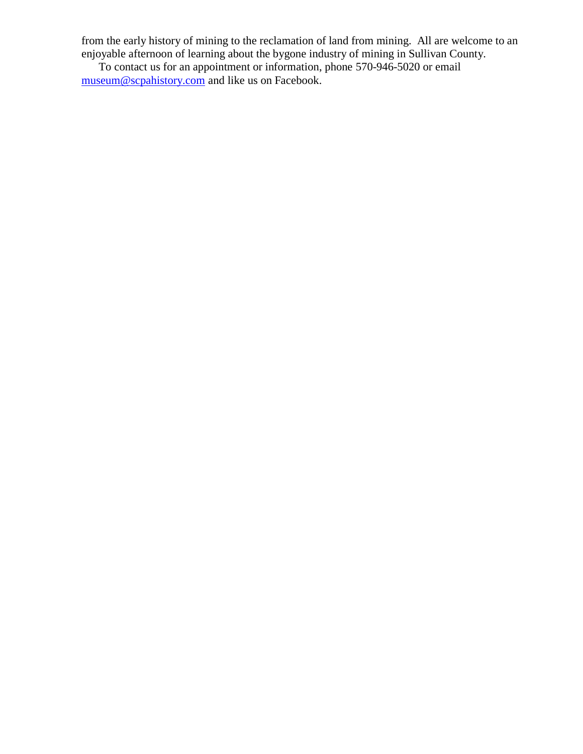from the early history of mining to the reclamation of land from mining. All are welcome to an enjoyable afternoon of learning about the bygone industry of mining in Sullivan County.

To contact us for an appointment or information, phone 570-946-5020 or email museum@scpahistory.com and like us on Facebook.